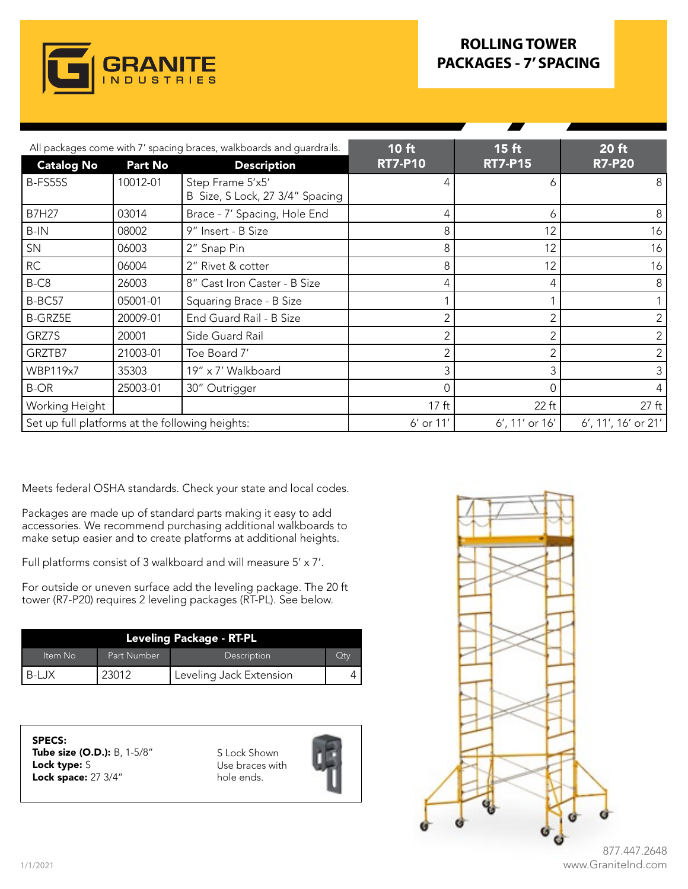# GRANITE INDUSTRIES

## ROLLING TOWER PACKAGES - 7' SPACING

All packages come with 7' spacing braces, walkboards and guardrails.

| Catalog No | Part No | Description | 10 ft RT7-P10 | 15 ft RT7-P15 | 20 ft R7-P20 |
|---|---|---|---|---|---|
| B-FS55S | 10012-01 | Step Frame 5'x5' B Size, S Lock, 27 3/4" Spacing | 4 | 6 | 8 |
| B7H27 | 03014 | Brace - 7' Spacing, Hole End | 4 | 6 | 8 |
| B-IN | 08002 | 9" Insert - B Size | 8 | 12 | 16 |
| SN | 06003 | 2" Snap Pin | 8 | 12 | 16 |
| RC | 06004 | 2" Rivet & cotter | 8 | 12 | 16 |
| B-C8 | 26003 | 8" Cast Iron Caster - B Size | 4 | 4 | 8 |
| B-BC57 | 05001-01 | Squaring Brace - B Size | 1 | 1 | 1 |
| B-GRZ5E | 20009-01 | End Guard Rail - B Size | 2 | 2 | 2 |
| GRZ7S | 20001 | Side Guard Rail | 2 | 2 | 2 |
| GRZTB7 | 21003-01 | Toe Board 7' | 2 | 2 | 2 |
| WBP119x7 | 35303 | 19" x 7' Walkboard | 3 | 3 | 3 |
| B-OR | 25003-01 | 30" Outrigger | 0 | 0 | 4 |
| Working Height | | | 17 ft | 22 ft | 27 ft |
| Set up full platforms at the following heights: | | | 6' or 11' | 6', 11' or 16' | 6', 11', 16' or 21' |

Meets federal OSHA standards. Check your state and local codes.

Packages are made up of standard parts making it easy to add accessories. We recommend purchasing additional walkboards to make setup easier and to create platforms at additional heights.

Full platforms consist of 3 walkboard and will measure 5' x 7'.

For outside or uneven surface add the leveling package. The 20 ft tower (R7-P20) requires 2 leveling packages (RT-PL). See below.

| Leveling Package - RT-PL | | | |
|---|---|---|---|
| Item No | Part Number | Description | Qty |
| B-LJX | 23012 | Leveling Jack Extension | 4 |

**SPECS:**
**Tube size (O.D.):** B, 1-5/8"
**Lock type:** S
**Lock space:** 27 3/4"

S Lock Shown
Use braces with hole ends.

1/1/2021

877.447.2648
www.GraniteInd.com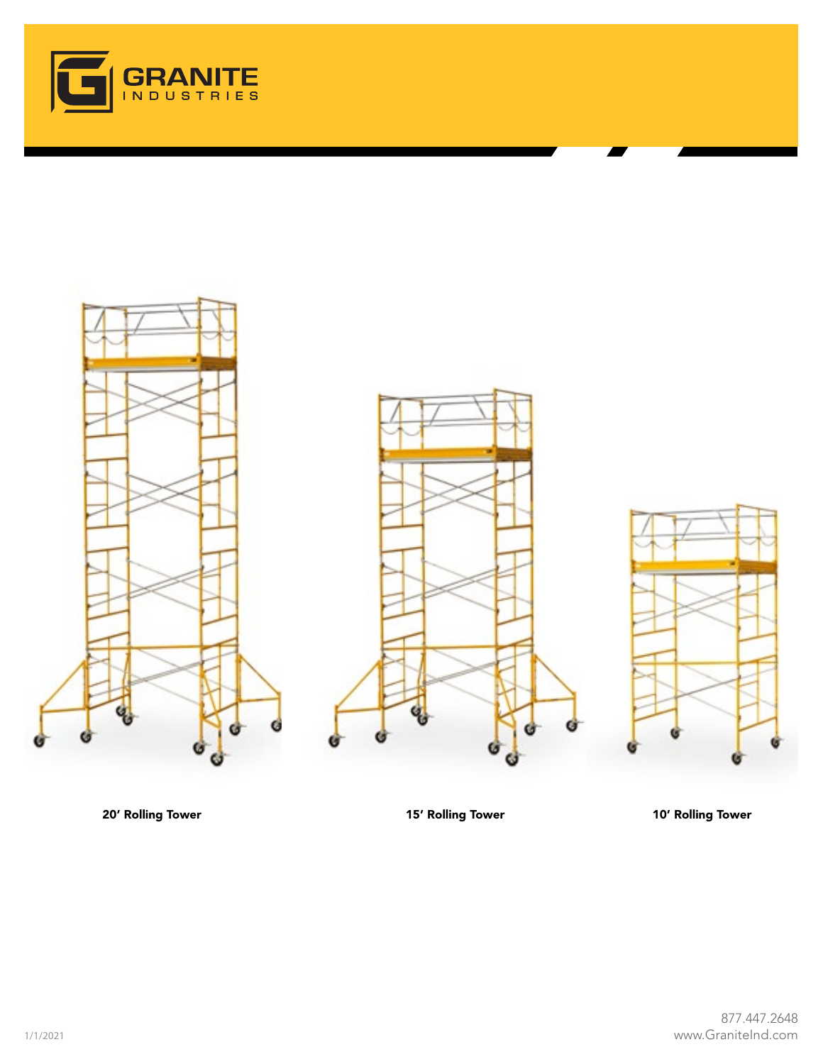GRANITE INDUSTRIES

**20' Rolling Tower**

**15' Rolling Tower**

**10' Rolling Tower**

1/1/2021

877.447.2648
www.GraniteInd.com